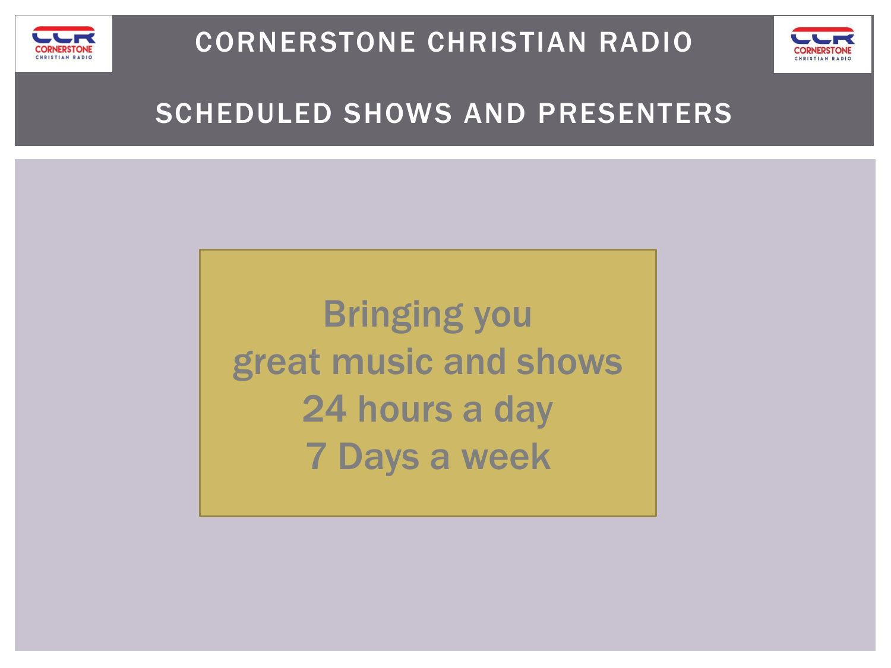# CORNERSTONE CHRISTIAN RADIO

## SCHEDULED SHOWS AND PRESENTERS

**Bringing you**
**great music and shows**
**24 hours a day**
**7 Days a week**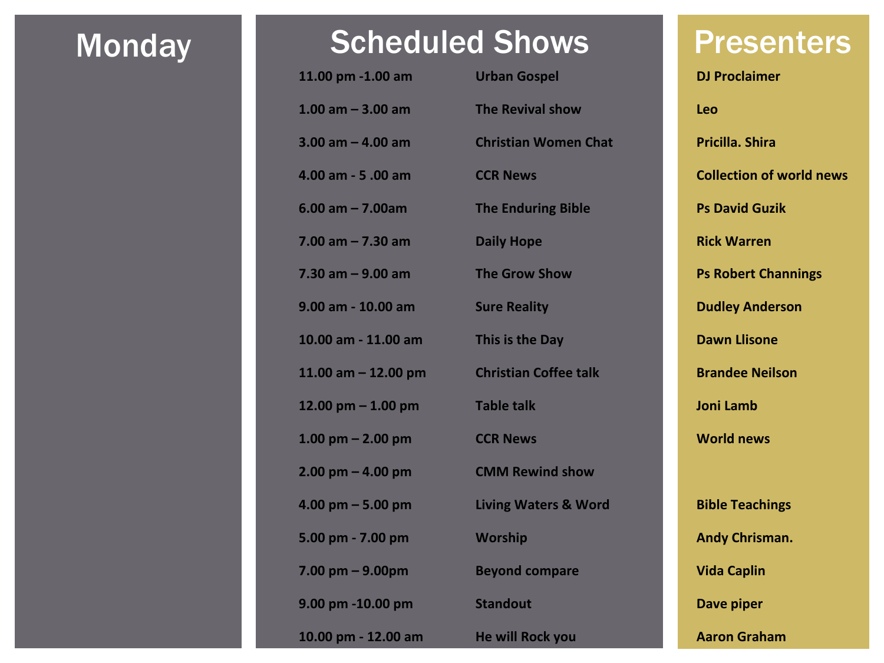# Monday

| Scheduled Shows | | Presenters |
|---|---|---|
| 11.00 pm -1.00 am | Urban Gospel | DJ Proclaimer |
| 1.00 am – 3.00 am | The Revival show | Leo |
| 3.00 am – 4.00 am | Christian Women Chat | Pricilla. Shira |
| 4.00 am - 5 .00 am | CCR News | Collection of world news |
| 6.00 am – 7.00am | The Enduring Bible | Ps David Guzik |
| 7.00 am – 7.30 am | Daily Hope | Rick Warren |
| 7.30 am – 9.00 am | The Grow Show | Ps Robert Channings |
| 9.00 am - 10.00 am | Sure Reality | Dudley Anderson |
| 10.00 am - 11.00 am | This is the Day | Dawn Llisone |
| 11.00 am – 12.00 pm | Christian Coffee talk | Brandee Neilson |
| 12.00 pm – 1.00 pm | Table talk | Joni Lamb |
| 1.00 pm – 2.00 pm | CCR News | World news |
| 2.00 pm – 4.00 pm | CMM Rewind show | |
| 4.00 pm – 5.00 pm | Living Waters & Word | Bible Teachings |
| 5.00 pm - 7.00 pm | Worship | Andy Chrisman. |
| 7.00 pm – 9.00pm | Beyond compare | Vida Caplin |
| 9.00 pm -10.00 pm | Standout | Dave piper |
| 10.00 pm - 12.00 am | He will Rock you | Aaron Graham |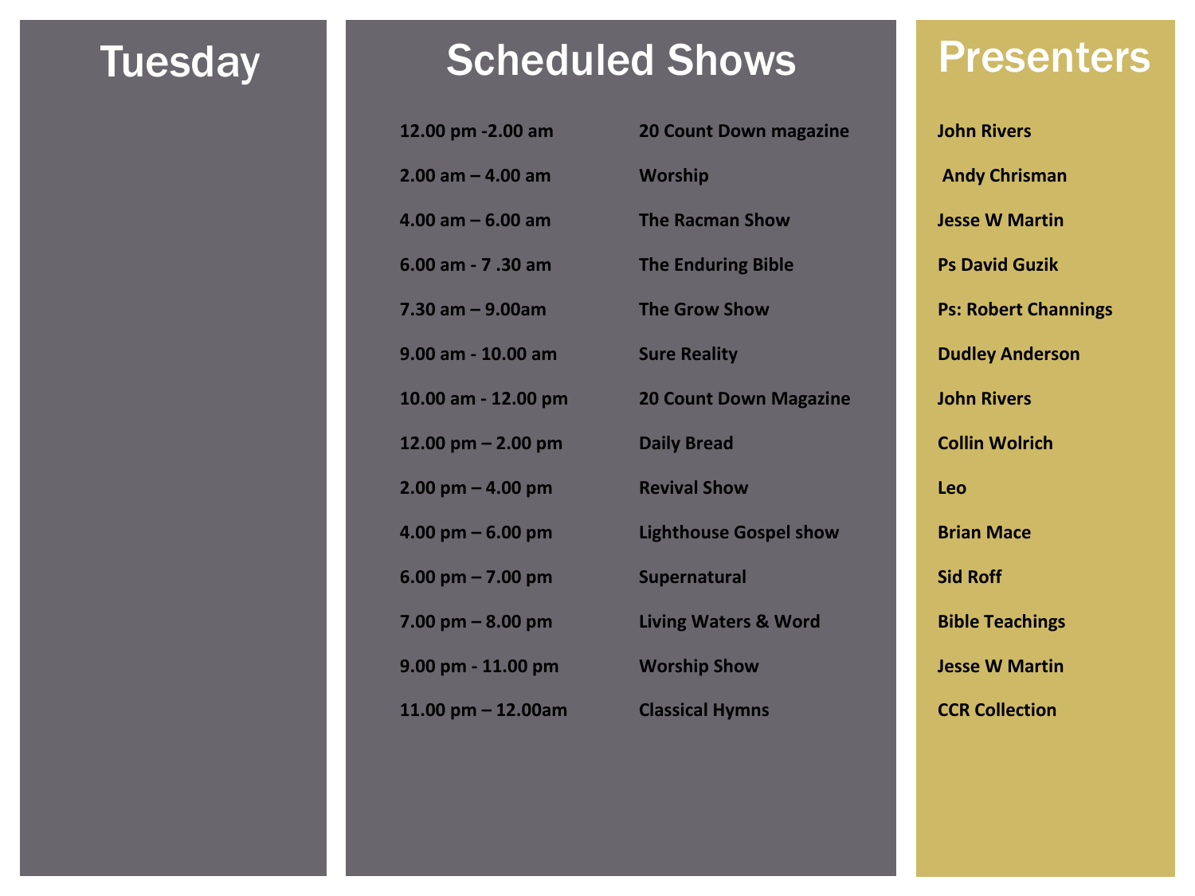# Tuesday

| Scheduled Shows | | Presenters |
|---|---|---|
| 12.00 pm -2.00 am | 20 Count Down magazine | John Rivers |
| 2.00 am – 4.00 am | Worship | Andy Chrisman |
| 4.00 am – 6.00 am | The Racman Show | Jesse W Martin |
| 6.00 am - 7 .30 am | The Enduring Bible | Ps David Guzik |
| 7.30 am – 9.00am | The Grow Show | Ps: Robert Channings |
| 9.00 am - 10.00 am | Sure Reality | Dudley Anderson |
| 10.00 am - 12.00 pm | 20 Count Down Magazine | John Rivers |
| 12.00 pm – 2.00 pm | Daily Bread | Collin Wolrich |
| 2.00 pm – 4.00 pm | Revival Show | Leo |
| 4.00 pm – 6.00 pm | Lighthouse Gospel show | Brian Mace |
| 6.00 pm – 7.00 pm | Supernatural | Sid Roff |
| 7.00 pm – 8.00 pm | Living Waters & Word | Bible Teachings |
| 9.00 pm - 11.00 pm | Worship Show | Jesse W Martin |
| 11.00 pm – 12.00am | Classical Hymns | CCR Collection |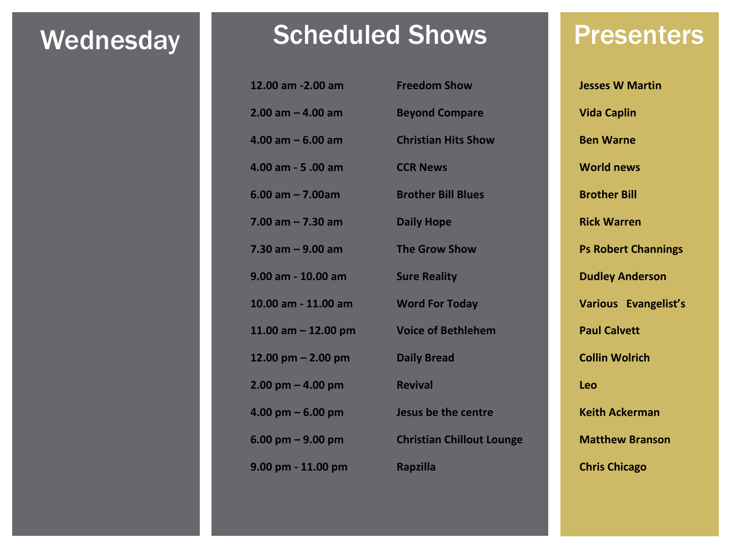# Wednesday

| Scheduled Shows | | Presenters |
|---|---|---|
| 12.00 am -2.00 am | Freedom Show | Jesses W Martin |
| 2.00 am – 4.00 am | Beyond Compare | Vida Caplin |
| 4.00 am – 6.00 am | Christian Hits Show | Ben Warne |
| 4.00 am - 5 .00 am | CCR News | World news |
| 6.00 am – 7.00am | Brother Bill Blues | Brother Bill |
| 7.00 am – 7.30 am | Daily Hope | Rick Warren |
| 7.30 am – 9.00 am | The Grow Show | Ps Robert Channings |
| 9.00 am - 10.00 am | Sure Reality | Dudley Anderson |
| 10.00 am - 11.00 am | Word For Today | Various Evangelist's |
| 11.00 am – 12.00 pm | Voice of Bethlehem | Paul Calvett |
| 12.00 pm – 2.00 pm | Daily Bread | Collin Wolrich |
| 2.00 pm – 4.00 pm | Revival | Leo |
| 4.00 pm – 6.00 pm | Jesus be the centre | Keith Ackerman |
| 6.00 pm – 9.00 pm | Christian Chillout Lounge | Matthew Branson |
| 9.00 pm - 11.00 pm | Rapzilla | Chris Chicago |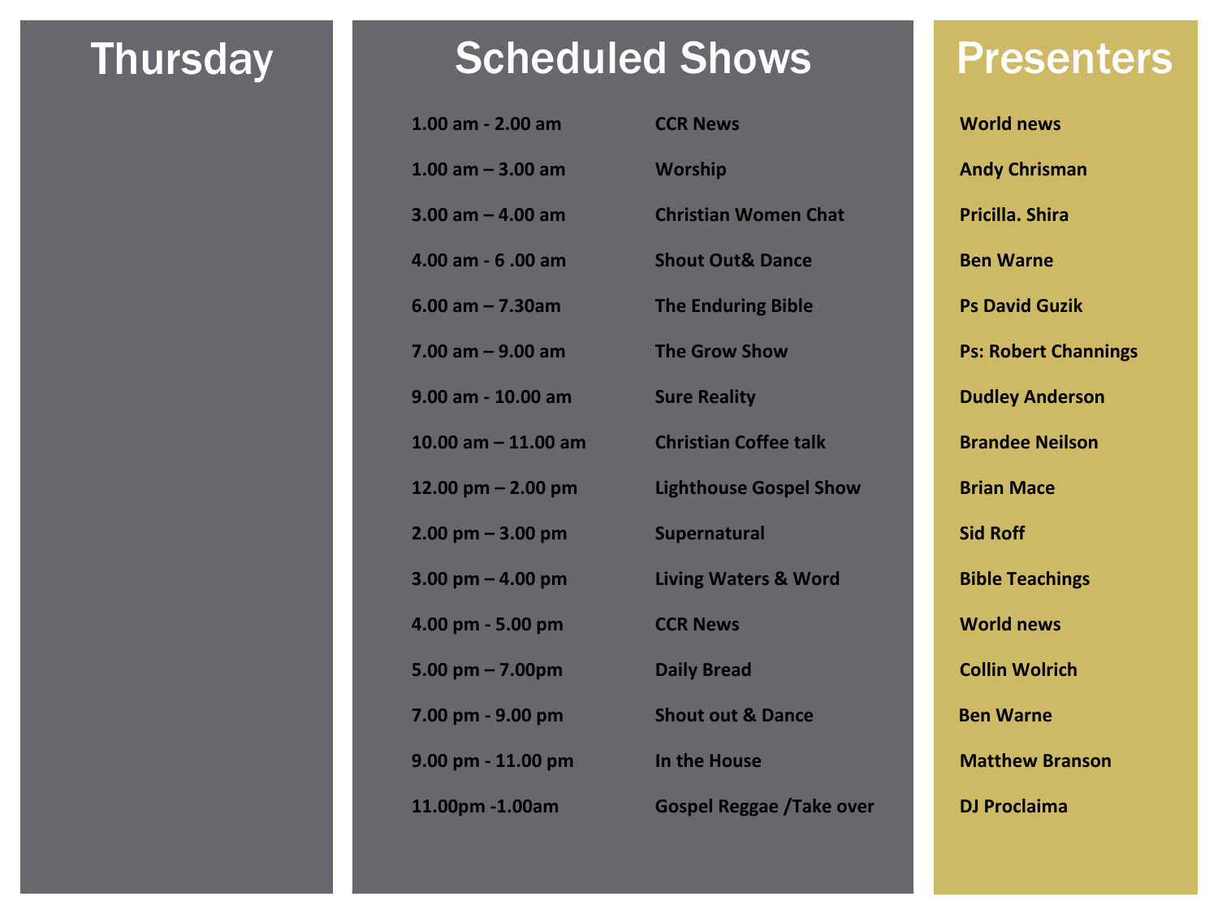| Thursday | Scheduled Shows | | Presenters |
|---|---|---|---|
| | **1.00 am - 2.00 am** | **CCR News** | **World news** |
| | **1.00 am – 3.00 am** | **Worship** | **Andy Chrisman** |
| | **3.00 am – 4.00 am** | **Christian Women Chat** | **Pricilla. Shira** |
| | **4.00 am - 6 .00 am** | **Shout Out& Dance** | **Ben Warne** |
| | **6.00 am – 7.30am** | **The Enduring Bible** | **Ps David Guzik** |
| | **7.00 am – 9.00 am** | **The Grow Show** | **Ps: Robert Channings** |
| | **9.00 am - 10.00 am** | **Sure Reality** | **Dudley Anderson** |
| | **10.00 am – 11.00 am** | **Christian Coffee talk** | **Brandee Neilson** |
| | **12.00 pm – 2.00 pm** | **Lighthouse Gospel Show** | **Brian Mace** |
| | **2.00 pm – 3.00 pm** | **Supernatural** | **Sid Roff** |
| | **3.00 pm – 4.00 pm** | **Living Waters & Word** | **Bible Teachings** |
| | **4.00 pm - 5.00 pm** | **CCR News** | **World news** |
| | **5.00 pm – 7.00pm** | **Daily Bread** | **Collin Wolrich** |
| | **7.00 pm - 9.00 pm** | **Shout out & Dance** | **Ben Warne** |
| | **9.00 pm - 11.00 pm** | **In the House** | **Matthew Branson** |
| | **11.00pm -1.00am** | **Gospel Reggae /Take over** | **DJ Proclaima** |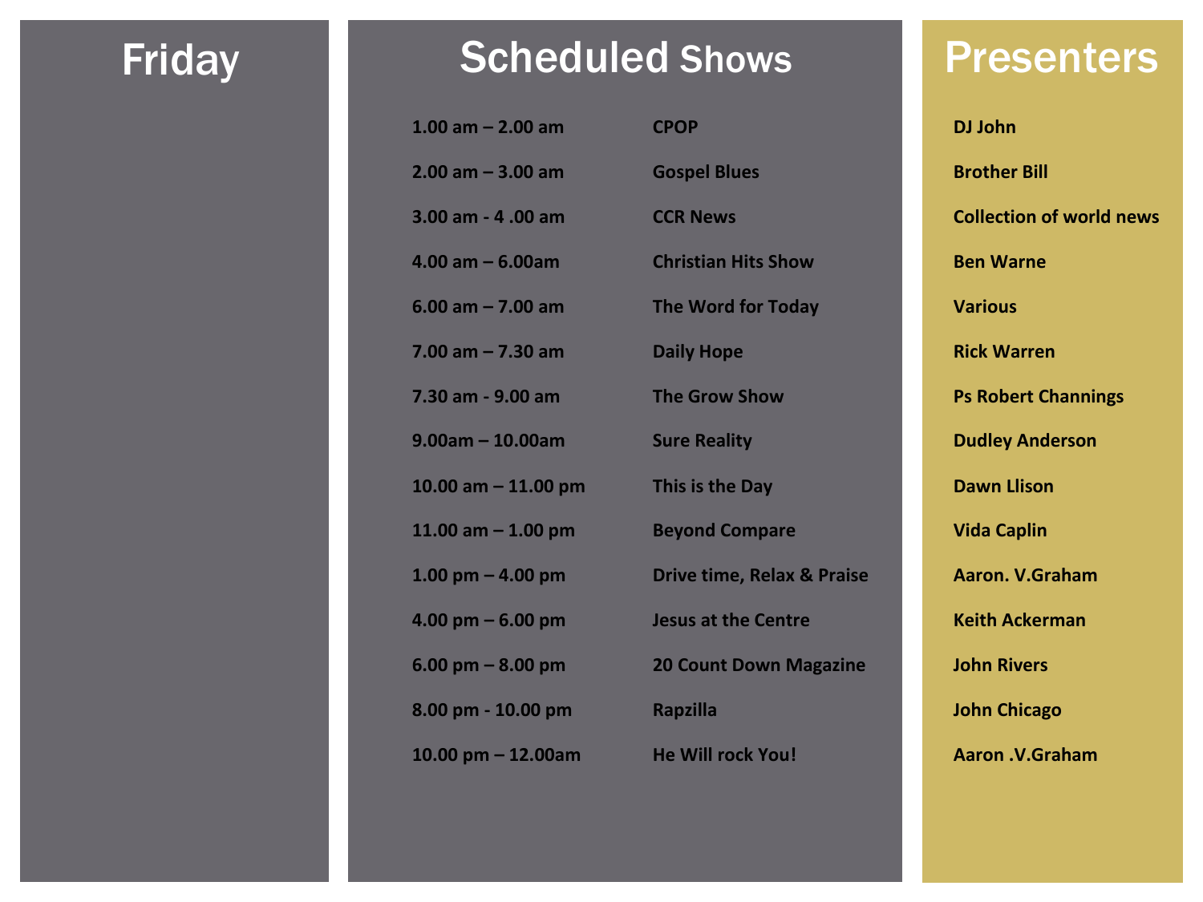# Friday

## Scheduled Shows

## Presenters

| Time | Show | Presenter |
|---|---|---|
| **1.00 am – 2.00 am** | **CPOP** | **DJ John** |
| **2.00 am – 3.00 am** | **Gospel Blues** | **Brother Bill** |
| **3.00 am - 4 .00 am** | **CCR News** | **Collection of world news** |
| **4.00 am – 6.00am** | **Christian Hits Show** | **Ben Warne** |
| **6.00 am – 7.00 am** | **The Word for Today** | **Various** |
| **7.00 am – 7.30 am** | **Daily Hope** | **Rick Warren** |
| **7.30 am - 9.00 am** | **The Grow Show** | **Ps Robert Channings** |
| **9.00am – 10.00am** | **Sure Reality** | **Dudley Anderson** |
| **10.00 am – 11.00 pm** | **This is the Day** | **Dawn Llison** |
| **11.00 am – 1.00 pm** | **Beyond Compare** | **Vida Caplin** |
| **1.00 pm – 4.00 pm** | **Drive time, Relax & Praise** | **Aaron. V.Graham** |
| **4.00 pm – 6.00 pm** | **Jesus at the Centre** | **Keith Ackerman** |
| **6.00 pm – 8.00 pm** | **20 Count Down Magazine** | **John Rivers** |
| **8.00 pm - 10.00 pm** | **Rapzilla** | **John Chicago** |
| **10.00 pm – 12.00am** | **He Will rock You!** | **Aaron .V.Graham** |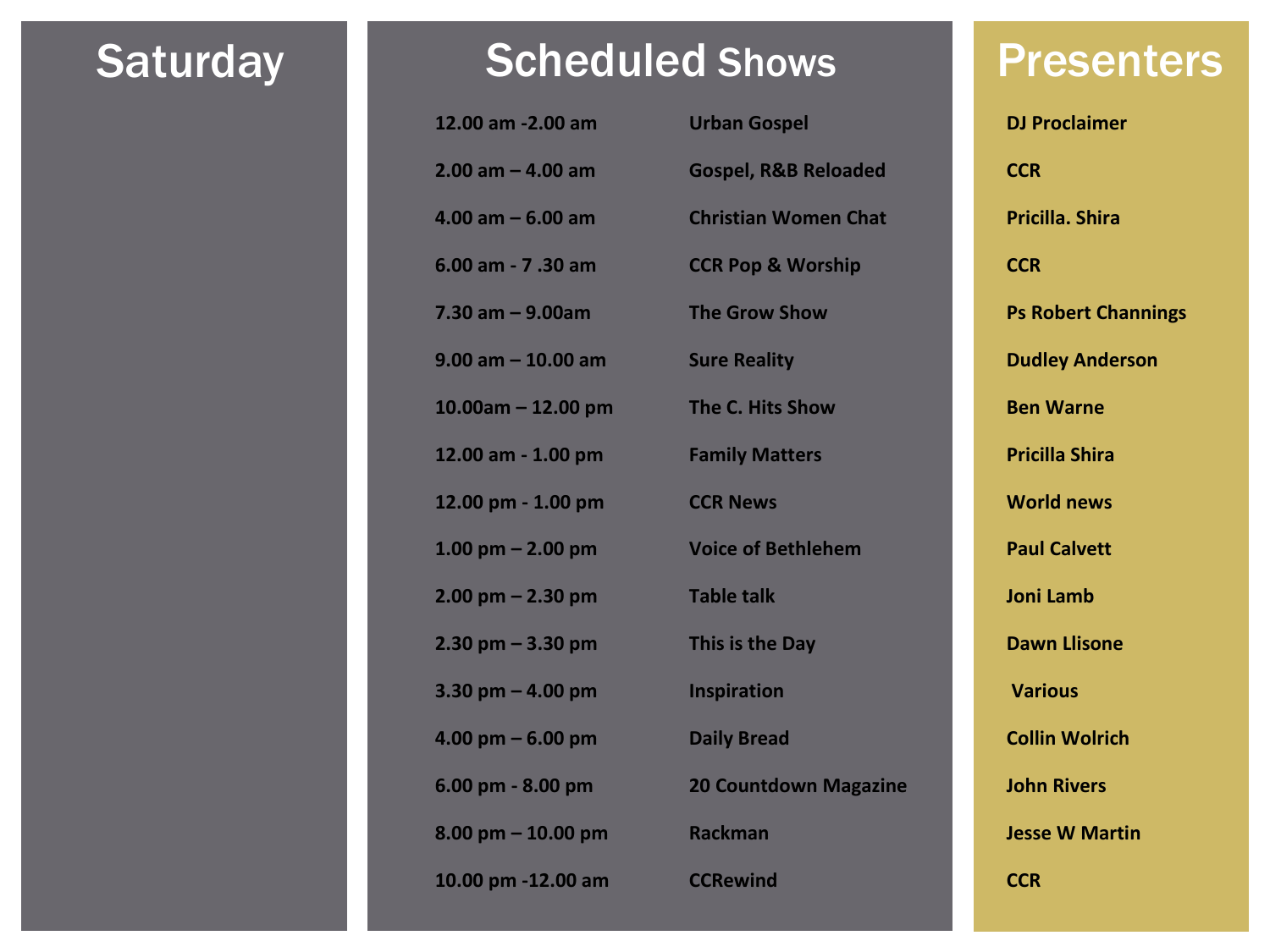# Saturday

| Scheduled Shows | | Presenters |
|---|---|---|
| 12.00 am -2.00 am | Urban Gospel | DJ Proclaimer |
| 2.00 am – 4.00 am | Gospel, R&B Reloaded | CCR |
| 4.00 am – 6.00 am | Christian Women Chat | Pricilla. Shira |
| 6.00 am - 7 .30 am | CCR Pop & Worship | CCR |
| 7.30 am – 9.00am | The Grow Show | Ps Robert Channings |
| 9.00 am – 10.00 am | Sure Reality | Dudley Anderson |
| 10.00am – 12.00 pm | The C. Hits Show | Ben Warne |
| 12.00 am - 1.00 pm | Family Matters | Pricilla Shira |
| 12.00 pm - 1.00 pm | CCR News | World news |
| 1.00 pm – 2.00 pm | Voice of Bethlehem | Paul Calvett |
| 2.00 pm – 2.30 pm | Table talk | Joni Lamb |
| 2.30 pm – 3.30 pm | This is the Day | Dawn Llisone |
| 3.30 pm – 4.00 pm | Inspiration | Various |
| 4.00 pm – 6.00 pm | Daily Bread | Collin Wolrich |
| 6.00 pm - 8.00 pm | 20 Countdown Magazine | John Rivers |
| 8.00 pm – 10.00 pm | Rackman | Jesse W Martin |
| 10.00 pm -12.00 am | CCRewind | CCR |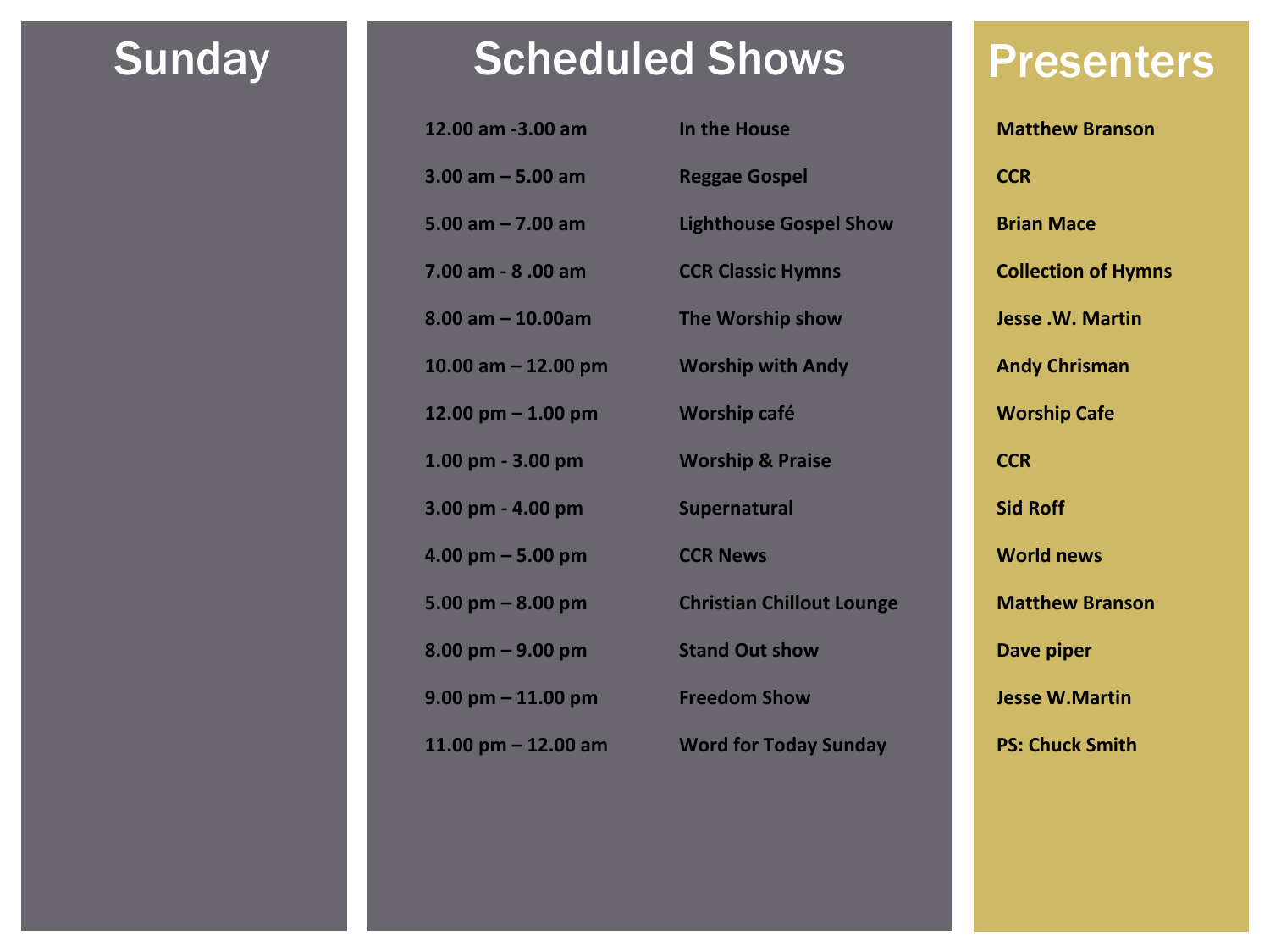# Sunday

## Scheduled Shows

## Presenters

| | | |
|---|---|---|
| **12.00 am -3.00 am** | **In the House** | **Matthew Branson** |
| **3.00 am – 5.00 am** | **Reggae Gospel** | **CCR** |
| **5.00 am – 7.00 am** | **Lighthouse Gospel Show** | **Brian Mace** |
| **7.00 am - 8 .00 am** | **CCR Classic Hymns** | **Collection of Hymns** |
| **8.00 am – 10.00am** | **The Worship show** | **Jesse .W. Martin** |
| **10.00 am – 12.00 pm** | **Worship with Andy** | **Andy Chrisman** |
| **12.00 pm – 1.00 pm** | **Worship café** | **Worship Cafe** |
| **1.00 pm - 3.00 pm** | **Worship & Praise** | **CCR** |
| **3.00 pm - 4.00 pm** | **Supernatural** | **Sid Roff** |
| **4.00 pm – 5.00 pm** | **CCR News** | **World news** |
| **5.00 pm – 8.00 pm** | **Christian Chillout Lounge** | **Matthew Branson** |
| **8.00 pm – 9.00 pm** | **Stand Out show** | **Dave piper** |
| **9.00 pm – 11.00 pm** | **Freedom Show** | **Jesse W.Martin** |
| **11.00 pm – 12.00 am** | **Word for Today Sunday** | **PS: Chuck Smith** |